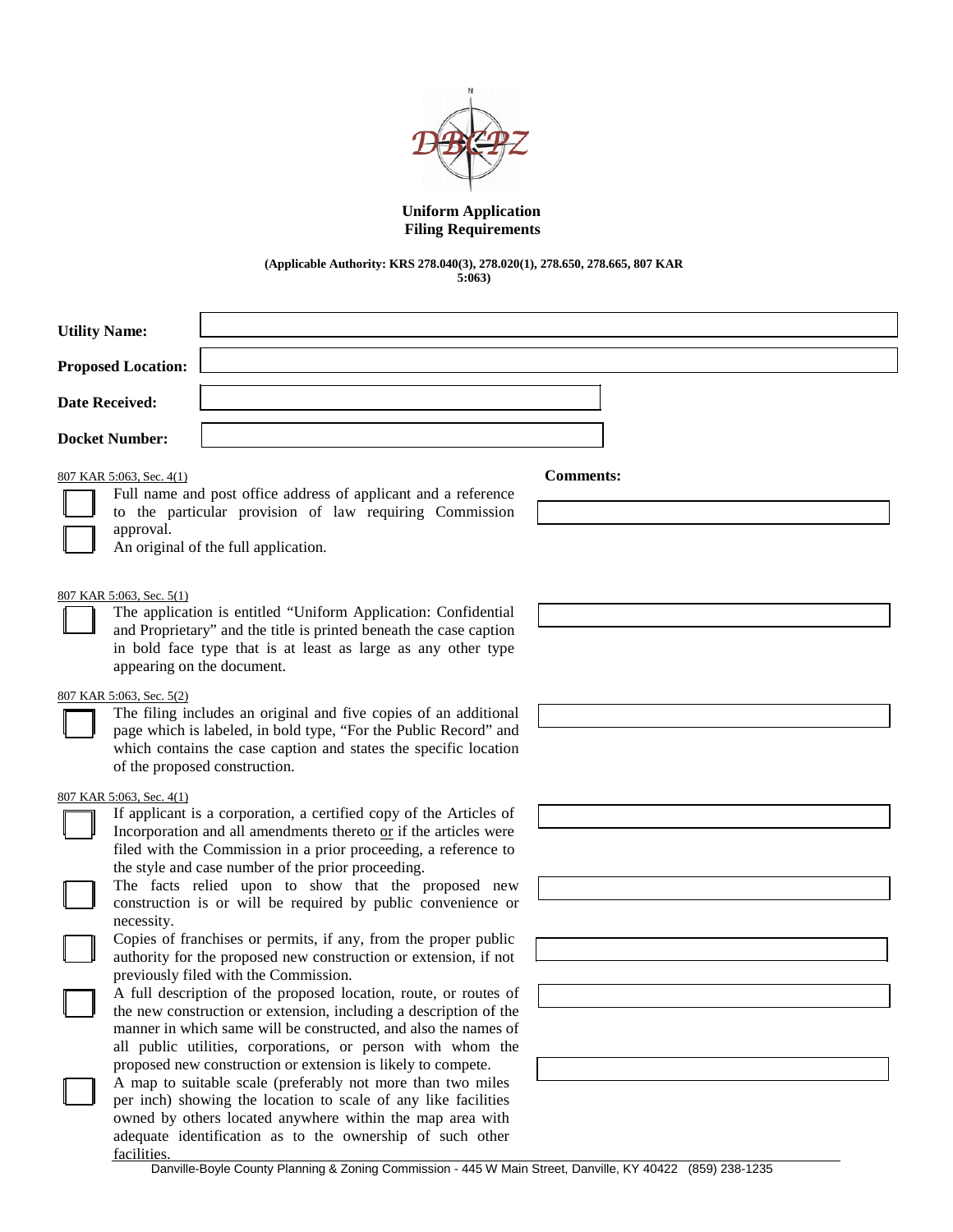# Uniform Application
# Filing Requirements

**(Applicable Authority: KRS 278.040(3), 278.020(1), 278.650, 278.665, 807 KAR 5:063)**

**Utility Name:**

**Proposed Location:**

**Date Received:**

**Docket Number:**

**Comments:**

807 KAR 5:063, Sec. 4(1)

- ☐ Full name and post office address of applicant and a reference to the particular provision of law requiring Commission approval.
- ☐ An original of the full application.

807 KAR 5:063, Sec. 5(1)

- ☐ The application is entitled "Uniform Application: Confidential and Proprietary" and the title is printed beneath the case caption in bold face type that is at least as large as any other type appearing on the document.

807 KAR 5:063, Sec. 5(2)

- ☐ The filing includes an original and five copies of an additional page which is labeled, in bold type, "For the Public Record" and which contains the case caption and states the specific location of the proposed construction.

807 KAR 5:063, Sec. 4(1)

- ☐ If applicant is a corporation, a certified copy of the Articles of Incorporation and all amendments thereto or if the articles were filed with the Commission in a prior proceeding, a reference to the style and case number of the prior proceeding.
- ☐ The facts relied upon to show that the proposed new construction is or will be required by public convenience or necessity.
- ☐ Copies of franchises or permits, if any, from the proper public authority for the proposed new construction or extension, if not previously filed with the Commission.
- ☐ A full description of the proposed location, route, or routes of the new construction or extension, including a description of the manner in which same will be constructed, and also the names of all public utilities, corporations, or person with whom the proposed new construction or extension is likely to compete.
- ☐ A map to suitable scale (preferably not more than two miles per inch) showing the location to scale of any like facilities owned by others located anywhere within the map area with adequate identification as to the ownership of such other facilities.

Danville-Boyle County Planning & Zoning Commission - 445 W Main Street, Danville, KY 40422 (859) 238-1235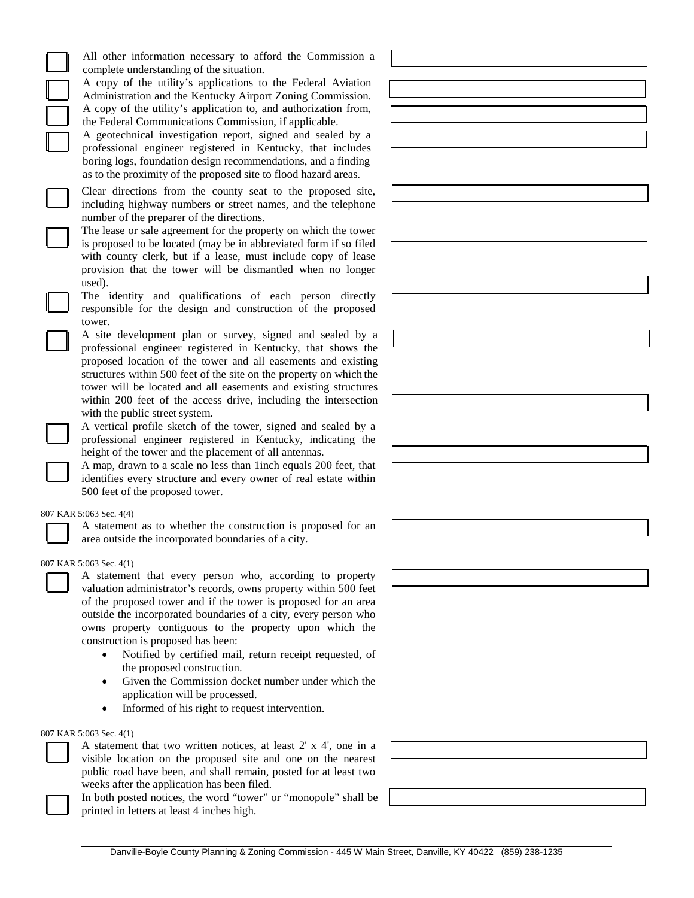- [ ] All other information necessary to afford the Commission a complete understanding of the situation.
- [ ] A copy of the utility's applications to the Federal Aviation Administration and the Kentucky Airport Zoning Commission.
- [ ] A copy of the utility's application to, and authorization from, the Federal Communications Commission, if applicable.
- [ ] A geotechnical investigation report, signed and sealed by a professional engineer registered in Kentucky, that includes boring logs, foundation design recommendations, and a finding as to the proximity of the proposed site to flood hazard areas.
- [ ] Clear directions from the county seat to the proposed site, including highway numbers or street names, and the telephone number of the preparer of the directions.
- [ ] The lease or sale agreement for the property on which the tower is proposed to be located (may be in abbreviated form if so filed with county clerk, but if a lease, must include copy of lease provision that the tower will be dismantled when no longer used).
- [ ] The identity and qualifications of each person directly responsible for the design and construction of the proposed tower.
- [ ] A site development plan or survey, signed and sealed by a professional engineer registered in Kentucky, that shows the proposed location of the tower and all easements and existing structures within 500 feet of the site on the property on which the tower will be located and all easements and existing structures within 200 feet of the access drive, including the intersection with the public street system.
- [ ] A vertical profile sketch of the tower, signed and sealed by a professional engineer registered in Kentucky, indicating the height of the tower and the placement of all antennas.
- [ ] A map, drawn to a scale no less than 1inch equals 200 feet, that identifies every structure and every owner of real estate within 500 feet of the proposed tower.

807 KAR 5:063 Sec. 4(4)

- [ ] A statement as to whether the construction is proposed for an area outside the incorporated boundaries of a city.

807 KAR 5:063 Sec. 4(1)

- [ ] A statement that every person who, according to property valuation administrator's records, owns property within 500 feet of the proposed tower and if the tower is proposed for an area outside the incorporated boundaries of a city, every person who owns property contiguous to the property upon which the construction is proposed has been:
  - Notified by certified mail, return receipt requested, of the proposed construction.
  - Given the Commission docket number under which the application will be processed.
  - Informed of his right to request intervention.

807 KAR 5:063 Sec. 4(1)

- [ ] A statement that two written notices, at least 2' x 4', one in a visible location on the proposed site and one on the nearest public road have been, and shall remain, posted for at least two weeks after the application has been filed.
- [ ] In both posted notices, the word "tower" or "monopole" shall be printed in letters at least 4 inches high.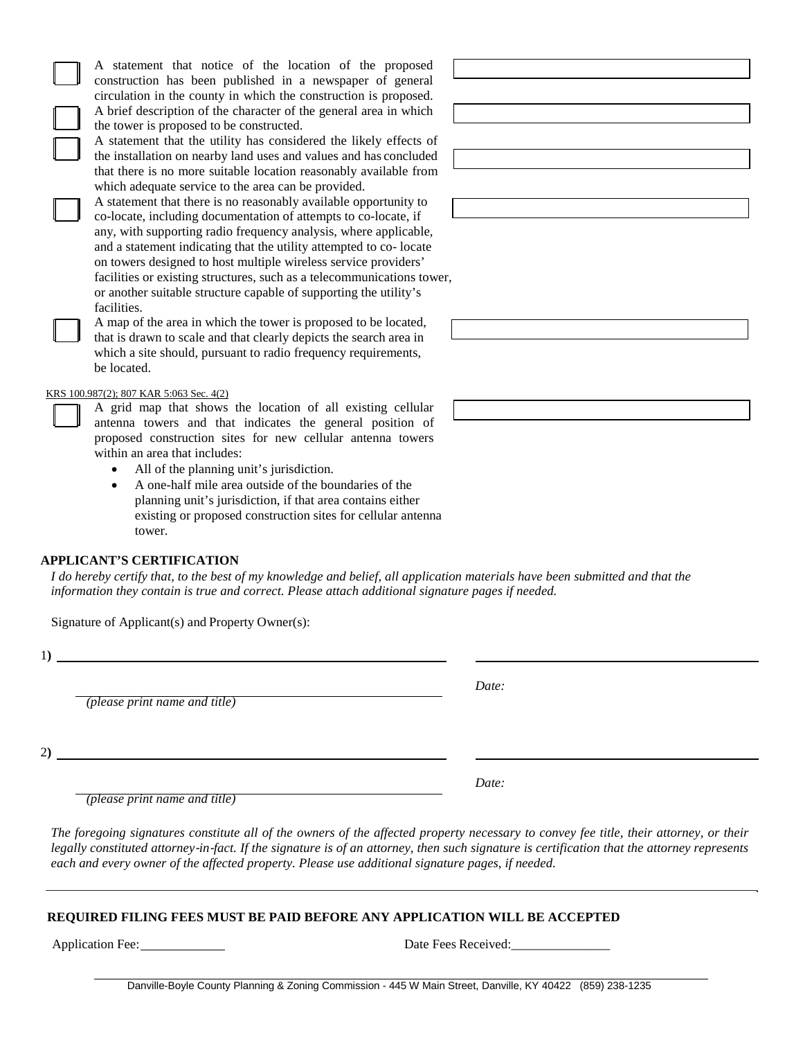- [ ] A statement that notice of the location of the proposed construction has been published in a newspaper of general circulation in the county in which the construction is proposed.
- [ ] A brief description of the character of the general area in which the tower is proposed to be constructed.
- [ ] A statement that the utility has considered the likely effects of the installation on nearby land uses and values and has concluded that there is no more suitable location reasonably available from which adequate service to the area can be provided.
- [ ] A statement that there is no reasonably available opportunity to co-locate, including documentation of attempts to co-locate, if any, with supporting radio frequency analysis, where applicable, and a statement indicating that the utility attempted to co- locate on towers designed to host multiple wireless service providers' facilities or existing structures, such as a telecommunications tower, or another suitable structure capable of supporting the utility's facilities.
- [ ] A map of the area in which the tower is proposed to be located, that is drawn to scale and that clearly depicts the search area in which a site should, pursuant to radio frequency requirements, be located.

KRS 100.987(2); 807 KAR 5:063 Sec. 4(2)

- [ ] A grid map that shows the location of all existing cellular antenna towers and that indicates the general position of proposed construction sites for new cellular antenna towers within an area that includes:
  - All of the planning unit's jurisdiction.
  - A one-half mile area outside of the boundaries of the planning unit's jurisdiction, if that area contains either existing or proposed construction sites for cellular antenna tower.

**APPLICANT'S CERTIFICATION**

*I do hereby certify that, to the best of my knowledge and belief, all application materials have been submitted and that the information they contain is true and correct. Please attach additional signature pages if needed.*

Signature of Applicant(s) and Property Owner(s):

1) ______________________________ ______________________________

*(please print name and title)* *Date:*

2) ______________________________ ______________________________

*(please print name and title)* *Date:*

*The foregoing signatures constitute all of the owners of the affected property necessary to convey fee title, their attorney, or their legally constituted attorney-in-fact. If the signature is of an attorney, then such signature is certification that the attorney represents each and every owner of the affected property. Please use additional signature pages, if needed.*

**REQUIRED FILING FEES MUST BE PAID BEFORE ANY APPLICATION WILL BE ACCEPTED**

Application Fee: ____________ Date Fees Received: _______________

Danville-Boyle County Planning & Zoning Commission - 445 W Main Street, Danville, KY 40422 (859) 238-1235